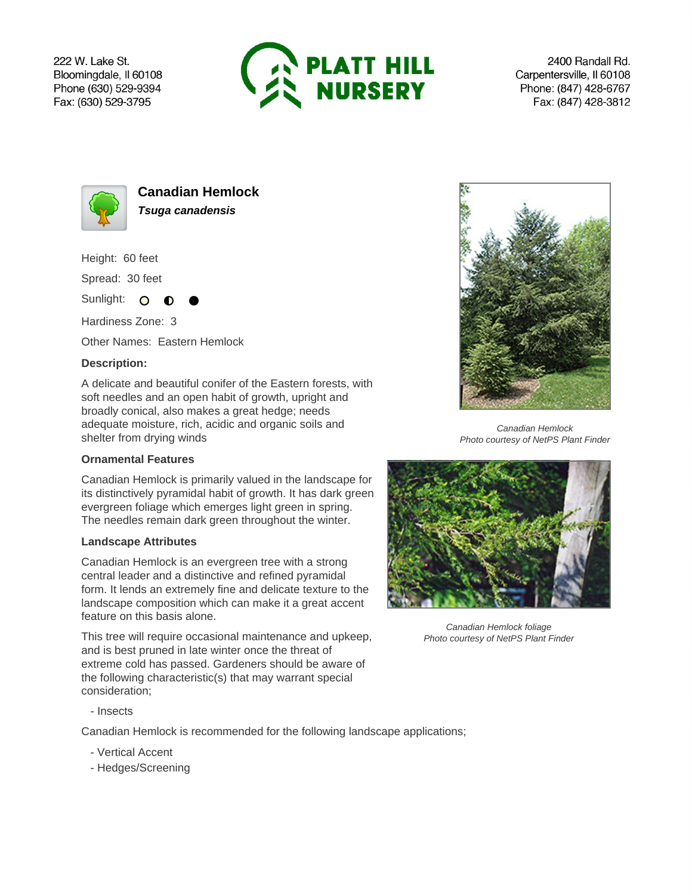222 W. Lake St.
Bloomingdale, Il 60108
Phone (630) 529-9394
Fax: (630) 529-3795

# PLATT HILL NURSERY

2400 Randall Rd.
Carpentersville, Il 60108
Phone: (847) 428-6767
Fax: (847) 428-3812

## Canadian Hemlock

***Tsuga canadensis***

Height: 60 feet

Spread: 30 feet

Sunlight: ○ ◐ ●

Hardiness Zone: 3

Other Names: Eastern Hemlock

**Description:**

A delicate and beautiful conifer of the Eastern forests, with soft needles and an open habit of growth, upright and broadly conical, also makes a great hedge; needs adequate moisture, rich, acidic and organic soils and shelter from drying winds

*Canadian Hemlock*
*Photo courtesy of NetPS Plant Finder*

### Ornamental Features

Canadian Hemlock is primarily valued in the landscape for its distinctively pyramidal habit of growth. It has dark green evergreen foliage which emerges light green in spring. The needles remain dark green throughout the winter.

### Landscape Attributes

Canadian Hemlock is an evergreen tree with a strong central leader and a distinctive and refined pyramidal form. It lends an extremely fine and delicate texture to the landscape composition which can make it a great accent feature on this basis alone.

*Canadian Hemlock foliage*
*Photo courtesy of NetPS Plant Finder*

This tree will require occasional maintenance and upkeep, and is best pruned in late winter once the threat of extreme cold has passed. Gardeners should be aware of the following characteristic(s) that may warrant special consideration;

- Insects

Canadian Hemlock is recommended for the following landscape applications;

- Vertical Accent
- Hedges/Screening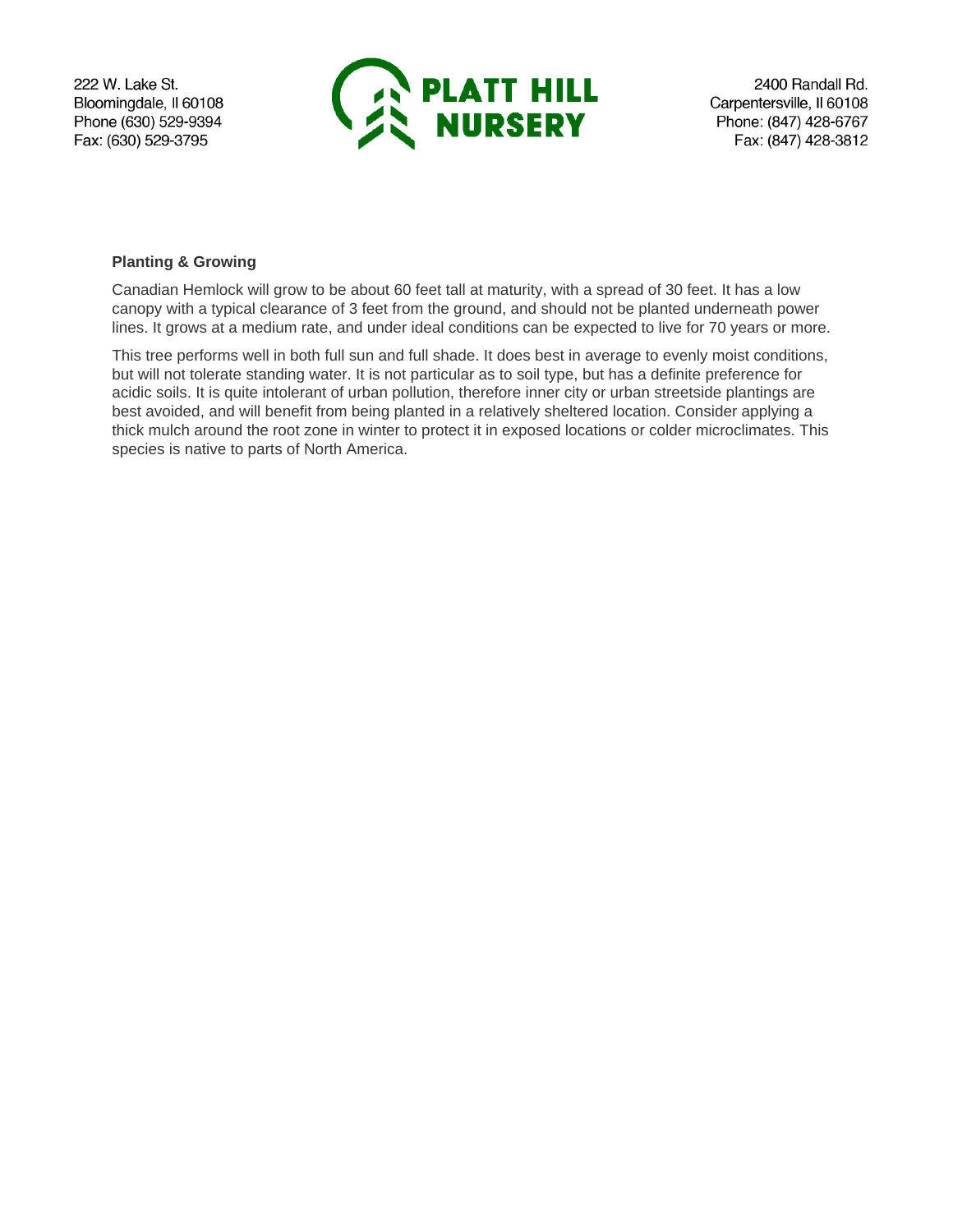222 W. Lake St.
Bloomingdale, Il 60108
Phone (630) 529-9394
Fax: (630) 529-3795

PLATT HILL NURSERY

2400 Randall Rd.
Carpentersville, Il 60108
Phone: (847) 428-6767
Fax: (847) 428-3812

**Planting & Growing**

Canadian Hemlock will grow to be about 60 feet tall at maturity, with a spread of 30 feet. It has a low canopy with a typical clearance of 3 feet from the ground, and should not be planted underneath power lines. It grows at a medium rate, and under ideal conditions can be expected to live for 70 years or more.

This tree performs well in both full sun and full shade. It does best in average to evenly moist conditions, but will not tolerate standing water. It is not particular as to soil type, but has a definite preference for acidic soils. It is quite intolerant of urban pollution, therefore inner city or urban streetside plantings are best avoided, and will benefit from being planted in a relatively sheltered location. Consider applying a thick mulch around the root zone in winter to protect it in exposed locations or colder microclimates. This species is native to parts of North America.